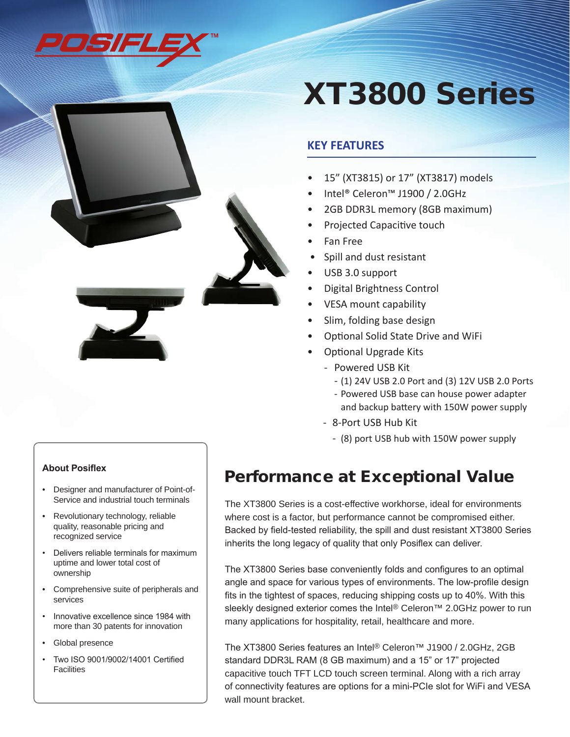POSIFLEX™

# XT3800 Series

## KEY FEATURES

- 15” (XT3815) or 17” (XT3817) models
- Intel® Celeron™ J1900 / 2.0GHz
- 2GB DDR3L memory (8GB maximum)
- Projected Capacitive touch
- Fan Free
- Spill and dust resistant
- USB 3.0 support
- Digital Brightness Control
- VESA mount capability
- Slim, folding base design
- Optional Solid State Drive and WiFi
- Optional Upgrade Kits
  - Powered USB Kit
    - (1) 24V USB 2.0 Port and (3) 12V USB 2.0 Ports
    - Powered USB base can house power adapter and backup battery with 150W power supply
  - 8-Port USB Hub Kit
    - (8) port USB hub with 150W power supply

### About Posiflex

- Designer and manufacturer of Point-of-Service and industrial touch terminals
- Revolutionary technology, reliable quality, reasonable pricing and recognized service
- Delivers reliable terminals for maximum uptime and lower total cost of ownership
- Comprehensive suite of peripherals and services
- Innovative excellence since 1984 with more than 30 patents for innovation
- Global presence
- Two ISO 9001/9002/14001 Certified Facilities

## Performance at Exceptional Value

The XT3800 Series is a cost-effective workhorse, ideal for environments where cost is a factor, but performance cannot be compromised either. Backed by field-tested reliability, the spill and dust resistant XT3800 Series inherits the long legacy of quality that only Posiflex can deliver.

The XT3800 Series base conveniently folds and configures to an optimal angle and space for various types of environments. The low-profile design fits in the tightest of spaces, reducing shipping costs up to 40%. With this sleekly designed exterior comes the Intel® Celeron™ 2.0GHz power to run many applications for hospitality, retail, healthcare and more.

The XT3800 Series features an Intel® Celeron™ J1900 / 2.0GHz, 2GB standard DDR3L RAM (8 GB maximum) and a 15” or 17” projected capacitive touch TFT LCD touch screen terminal. Along with a rich array of connectivity features are options for a mini-PCIe slot for WiFi and VESA wall mount bracket.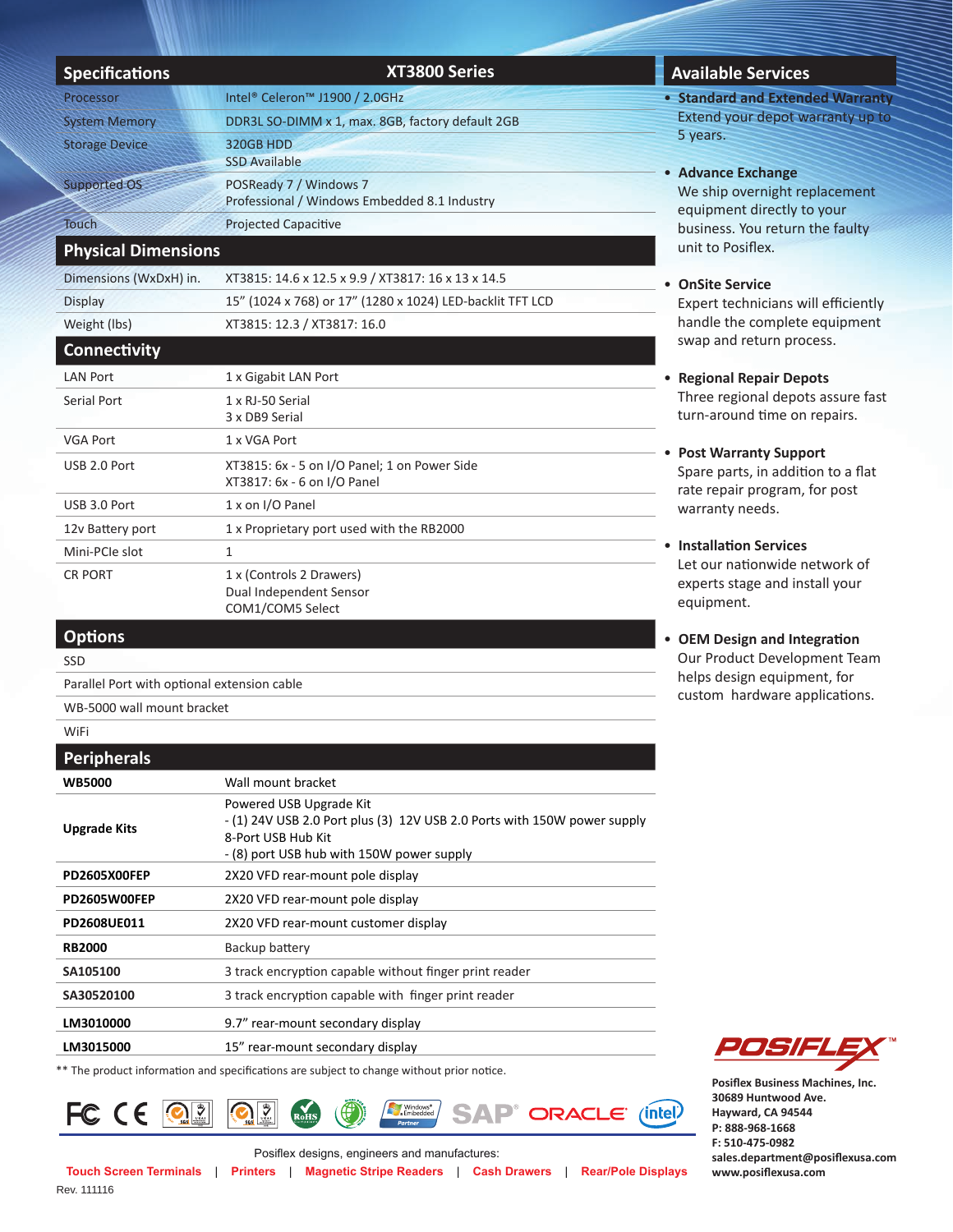| Specifications | XT3800 Series |
|---|---|
| Processor | Intel® Celeron™ J1900 / 2.0GHz |
| System Memory | DDR3L SO-DIMM x 1, max. 8GB, factory default 2GB |
| Storage Device | 320GB HDD<br>SSD Available |
| Supported OS | POSReady 7 / Windows 7<br>Professional / Windows Embedded 8.1 Industry |
| Touch | Projected Capacitive |
| **Physical Dimensions** | |
| Dimensions (WxDxH) in. | XT3815: 14.6 x 12.5 x 9.9 / XT3817: 16 x 13 x 14.5 |
| Display | 15” (1024 x 768) or 17” (1280 x 1024) LED-backlit TFT LCD |
| Weight (lbs) | XT3815: 12.3 / XT3817: 16.0 |
| **Connectivity** | |
| LAN Port | 1 x Gigabit LAN Port |
| Serial Port | 1 x RJ-50 Serial<br>3 x DB9 Serial |
| VGA Port | 1 x VGA Port |
| USB 2.0 Port | XT3815: 6x - 5 on I/O Panel; 1 on Power Side<br>XT3817: 6x - 6 on I/O Panel |
| USB 3.0 Port | 1 x on I/O Panel |
| 12v Battery port | 1 x Proprietary port used with the RB2000 |
| Mini-PCIe slot | 1 |
| CR PORT | 1 x (Controls 2 Drawers)<br>Dual Independent Sensor<br>COM1/COM5 Select |

## Options

- SSD
- Parallel Port with optional extension cable
- WB-5000 wall mount bracket
- WiFi

## Peripherals

| | |
|---|---|
| **WB5000** | Wall mount bracket |
| **Upgrade Kits** | Powered USB Upgrade Kit<br>- (1) 24V USB 2.0 Port plus (3) 12V USB 2.0 Ports with 150W power supply<br>8-Port USB Hub Kit<br>- (8) port USB hub with 150W power supply |
| **PD2605X00FEP** | 2X20 VFD rear-mount pole display |
| **PD2605W00FEP** | 2X20 VFD rear-mount pole display |
| **PD2608UE011** | 2X20 VFD rear-mount customer display |
| **RB2000** | Backup battery |
| **SA105100** | 3 track encryption capable without finger print reader |
| **SA30520100** | 3 track encryption capable with finger print reader |
| **LM3010000** | 9.7” rear-mount secondary display |
| **LM3015000** | 15” rear-mount secondary display |

** The product information and specifications are subject to change without prior notice.

## Available Services

- **Standard and Extended Warranty**
  Extend your depot warranty up to 5 years.
- **Advance Exchange**
  We ship overnight replacement equipment directly to your business. You return the faulty unit to Posiflex.
- **OnSite Service**
  Expert technicians will efficiently handle the complete equipment swap and return process.
- **Regional Repair Depots**
  Three regional depots assure fast turn-around time on repairs.
- **Post Warranty Support**
  Spare parts, in addition to a flat rate repair program, for post warranty needs.
- **Installation Services**
  Let our nationwide network of experts stage and install your equipment.
- **OEM Design and Integration**
  Our Product Development Team helps design equipment, for custom hardware applications.

POSIFLEX™

**Posiflex Business Machines, Inc.**
**30689 Huntwood Ave.**
**Hayward, CA 94544**
**P: 888-968-1668**
**F: 510-475-0982**
**sales.department@posiflexusa.com**
**www.posiflexusa.com**

Posiflex designs, engineers and manufactures:

**Touch Screen Terminals** | **Printers** | **Magnetic Stripe Readers** | **Cash Drawers** | **Rear/Pole Displays**

Rev. 111116